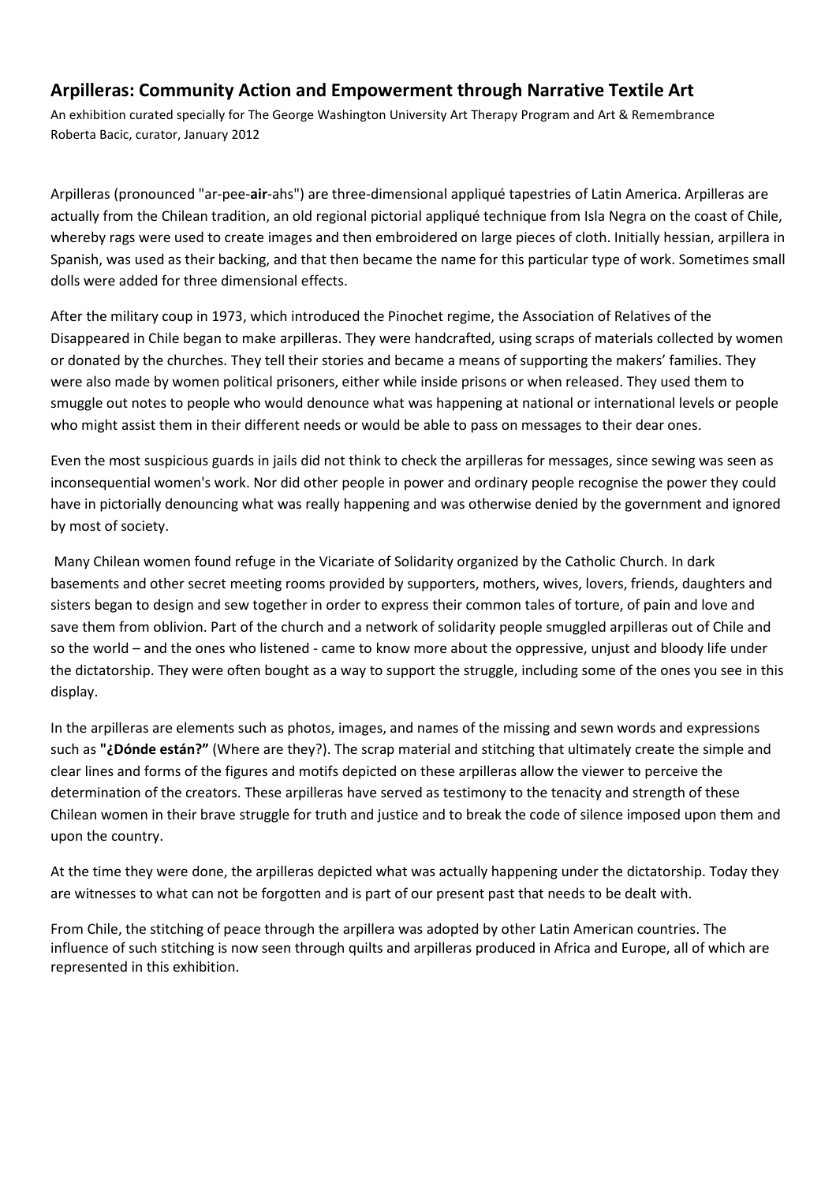## Arpilleras: Community Action and Empowerment through Narrative Textile Art

An exhibition curated specially for The George Washington University Art Therapy Program and Art & Remembrance
Roberta Bacic, curator, January 2012

Arpilleras (pronounced "ar-pee-**air**-ahs") are three-dimensional appliqué tapestries of Latin America. Arpilleras are actually from the Chilean tradition, an old regional pictorial appliqué technique from Isla Negra on the coast of Chile, whereby rags were used to create images and then embroidered on large pieces of cloth. Initially hessian, arpillera in Spanish, was used as their backing, and that then became the name for this particular type of work. Sometimes small dolls were added for three dimensional effects.

After the military coup in 1973, which introduced the Pinochet regime, the Association of Relatives of the Disappeared in Chile began to make arpilleras. They were handcrafted, using scraps of materials collected by women or donated by the churches. They tell their stories and became a means of supporting the makers' families. They were also made by women political prisoners, either while inside prisons or when released. They used them to smuggle out notes to people who would denounce what was happening at national or international levels or people who might assist them in their different needs or would be able to pass on messages to their dear ones.

Even the most suspicious guards in jails did not think to check the arpilleras for messages, since sewing was seen as inconsequential women's work. Nor did other people in power and ordinary people recognise the power they could have in pictorially denouncing what was really happening and was otherwise denied by the government and ignored by most of society.

Many Chilean women found refuge in the Vicariate of Solidarity organized by the Catholic Church. In dark basements and other secret meeting rooms provided by supporters, mothers, wives, lovers, friends, daughters and sisters began to design and sew together in order to express their common tales of torture, of pain and love and save them from oblivion. Part of the church and a network of solidarity people smuggled arpilleras out of Chile and so the world – and the ones who listened - came to know more about the oppressive, unjust and bloody life under the dictatorship. They were often bought as a way to support the struggle, including some of the ones you see in this display.

In the arpilleras are elements such as photos, images, and names of the missing and sewn words and expressions such as **"¿Dónde están?"** (Where are they?). The scrap material and stitching that ultimately create the simple and clear lines and forms of the figures and motifs depicted on these arpilleras allow the viewer to perceive the determination of the creators. These arpilleras have served as testimony to the tenacity and strength of these Chilean women in their brave struggle for truth and justice and to break the code of silence imposed upon them and upon the country.

At the time they were done, the arpilleras depicted what was actually happening under the dictatorship. Today they are witnesses to what can not be forgotten and is part of our present past that needs to be dealt with.

From Chile, the stitching of peace through the arpillera was adopted by other Latin American countries. The influence of such stitching is now seen through quilts and arpilleras produced in Africa and Europe, all of which are represented in this exhibition.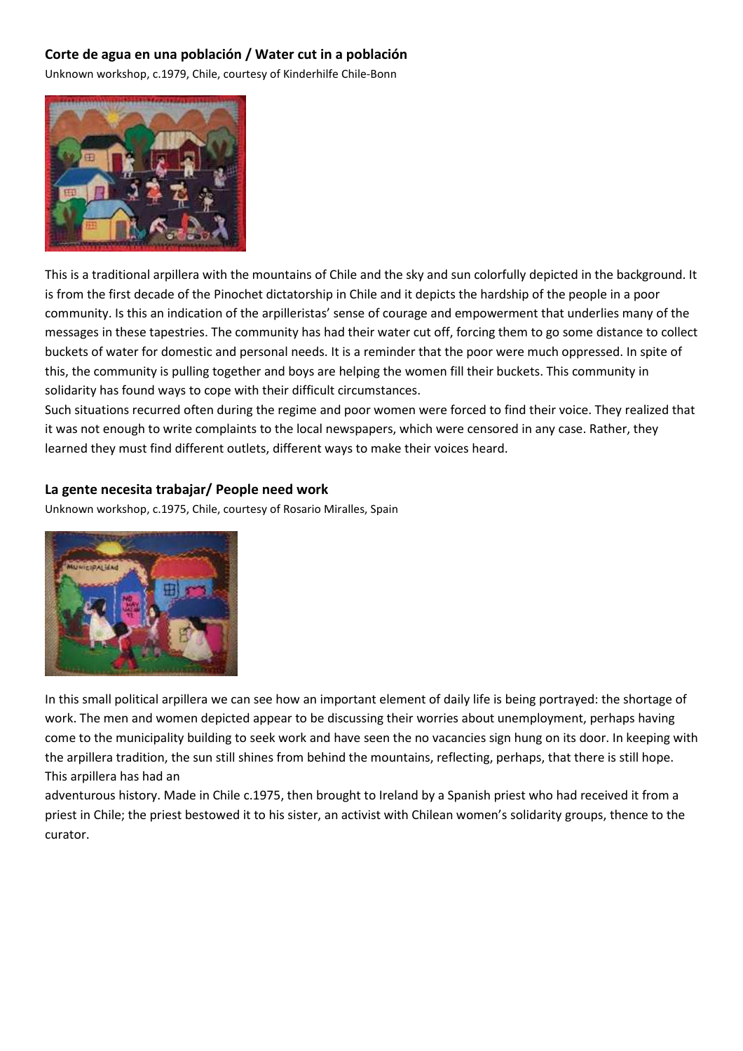### Corte de agua en una población / Water cut in a población

Unknown workshop, c.1979, Chile, courtesy of Kinderhilfe Chile-Bonn

This is a traditional arpillera with the mountains of Chile and the sky and sun colorfully depicted in the background. It is from the first decade of the Pinochet dictatorship in Chile and it depicts the hardship of the people in a poor community. Is this an indication of the arpilleristas' sense of courage and empowerment that underlies many of the messages in these tapestries. The community has had their water cut off, forcing them to go some distance to collect buckets of water for domestic and personal needs. It is a reminder that the poor were much oppressed. In spite of this, the community is pulling together and boys are helping the women fill their buckets. This community in solidarity has found ways to cope with their difficult circumstances.

Such situations recurred often during the regime and poor women were forced to find their voice. They realized that it was not enough to write complaints to the local newspapers, which were censored in any case. Rather, they learned they must find different outlets, different ways to make their voices heard.

### La gente necesita trabajar/ People need work

Unknown workshop, c.1975, Chile, courtesy of Rosario Miralles, Spain

In this small political arpillera we can see how an important element of daily life is being portrayed: the shortage of work. The men and women depicted appear to be discussing their worries about unemployment, perhaps having come to the municipality building to seek work and have seen the no vacancies sign hung on its door. In keeping with the arpillera tradition, the sun still shines from behind the mountains, reflecting, perhaps, that there is still hope. This arpillera has had an adventurous history. Made in Chile c.1975, then brought to Ireland by a Spanish priest who had received it from a priest in Chile; the priest bestowed it to his sister, an activist with Chilean women's solidarity groups, thence to the curator.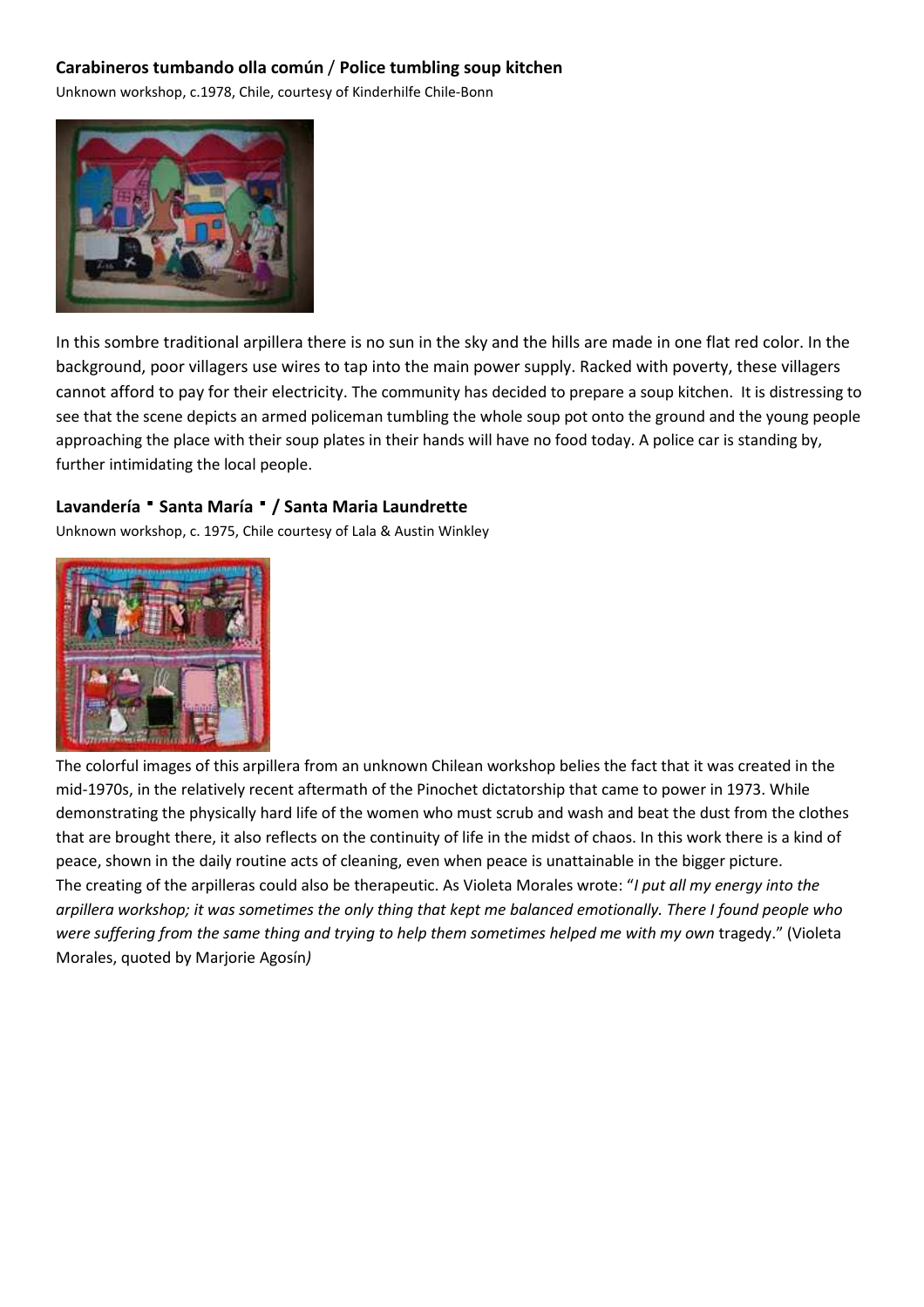### **Carabineros tumbando olla común** / **Police tumbling soup kitchen**

Unknown workshop, c.1978, Chile, courtesy of Kinderhilfe Chile-Bonn

In this sombre traditional arpillera there is no sun in the sky and the hills are made in one flat red color. In the background, poor villagers use wires to tap into the main power supply. Racked with poverty, these villagers cannot afford to pay for their electricity. The community has decided to prepare a soup kitchen. It is distressing to see that the scene depicts an armed policeman tumbling the whole soup pot onto the ground and the young people approaching the place with their soup plates in their hands will have no food today. A police car is standing by, further intimidating the local people.

### **Lavandería ▪ Santa María ▪ / Santa Maria Laundrette**

Unknown workshop, c. 1975, Chile courtesy of Lala & Austin Winkley

The colorful images of this arpillera from an unknown Chilean workshop belies the fact that it was created in the mid-1970s, in the relatively recent aftermath of the Pinochet dictatorship that came to power in 1973. While demonstrating the physically hard life of the women who must scrub and wash and beat the dust from the clothes that are brought there, it also reflects on the continuity of life in the midst of chaos. In this work there is a kind of peace, shown in the daily routine acts of cleaning, even when peace is unattainable in the bigger picture.

The creating of the arpilleras could also be therapeutic. As Violeta Morales wrote: "*I put all my energy into the arpillera workshop; it was sometimes the only thing that kept me balanced emotionally. There I found people who were suffering from the same thing and trying to help them sometimes helped me with my own* tragedy." (Violeta Morales, quoted by Marjorie Agosín*)*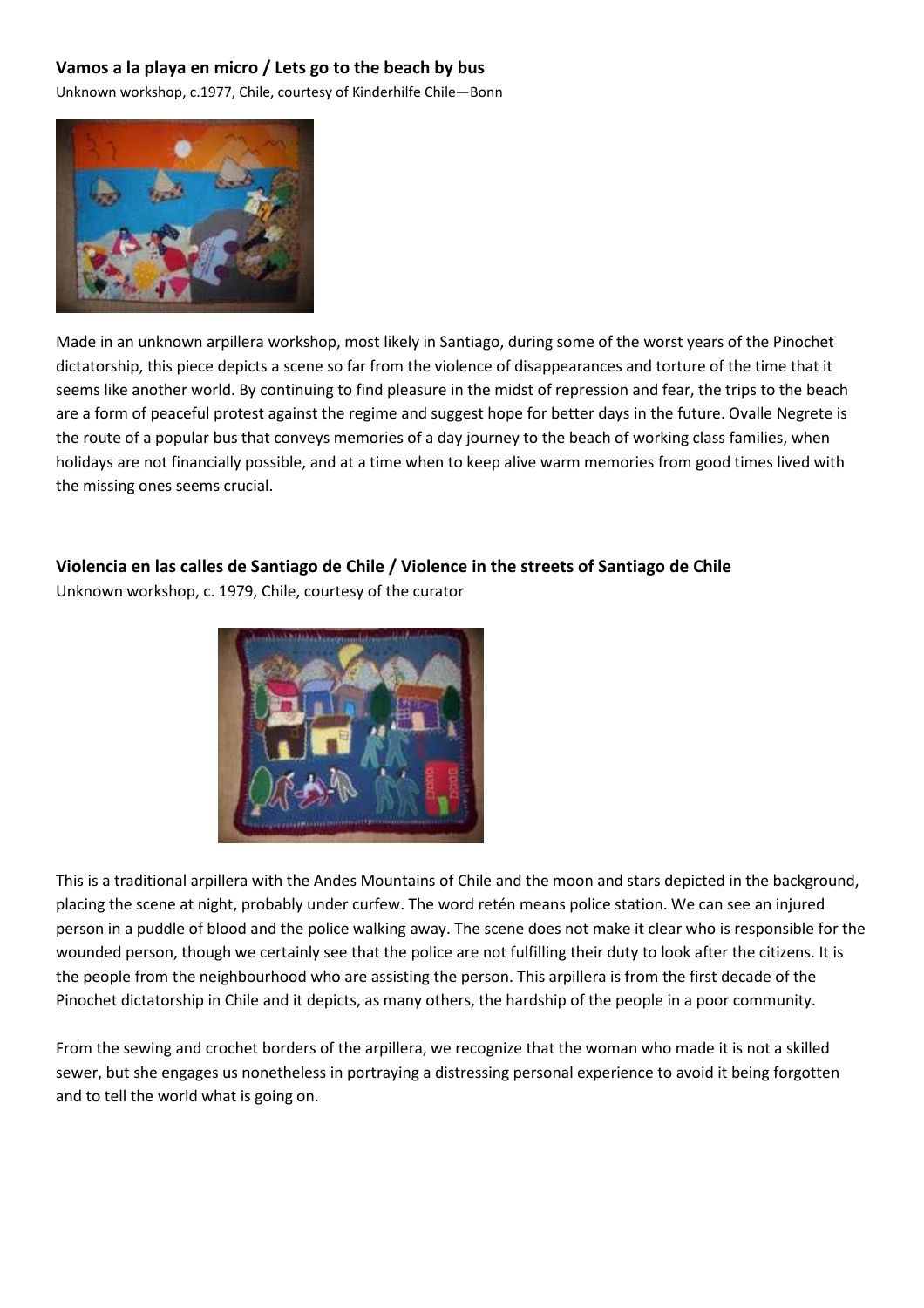**Vamos a la playa en micro / Lets go to the beach by bus**

Unknown workshop, c.1977, Chile, courtesy of Kinderhilfe Chile—Bonn

Made in an unknown arpillera workshop, most likely in Santiago, during some of the worst years of the Pinochet dictatorship, this piece depicts a scene so far from the violence of disappearances and torture of the time that it seems like another world. By continuing to find pleasure in the midst of repression and fear, the trips to the beach are a form of peaceful protest against the regime and suggest hope for better days in the future. Ovalle Negrete is the route of a popular bus that conveys memories of a day journey to the beach of working class families, when holidays are not financially possible, and at a time when to keep alive warm memories from good times lived with the missing ones seems crucial.

**Violencia en las calles de Santiago de Chile / Violence in the streets of Santiago de Chile**

Unknown workshop, c. 1979, Chile, courtesy of the curator

This is a traditional arpillera with the Andes Mountains of Chile and the moon and stars depicted in the background, placing the scene at night, probably under curfew. The word retén means police station. We can see an injured person in a puddle of blood and the police walking away. The scene does not make it clear who is responsible for the wounded person, though we certainly see that the police are not fulfilling their duty to look after the citizens. It is the people from the neighbourhood who are assisting the person. This arpillera is from the first decade of the Pinochet dictatorship in Chile and it depicts, as many others, the hardship of the people in a poor community.

From the sewing and crochet borders of the arpillera, we recognize that the woman who made it is not a skilled sewer, but she engages us nonetheless in portraying a distressing personal experience to avoid it being forgotten and to tell the world what is going on.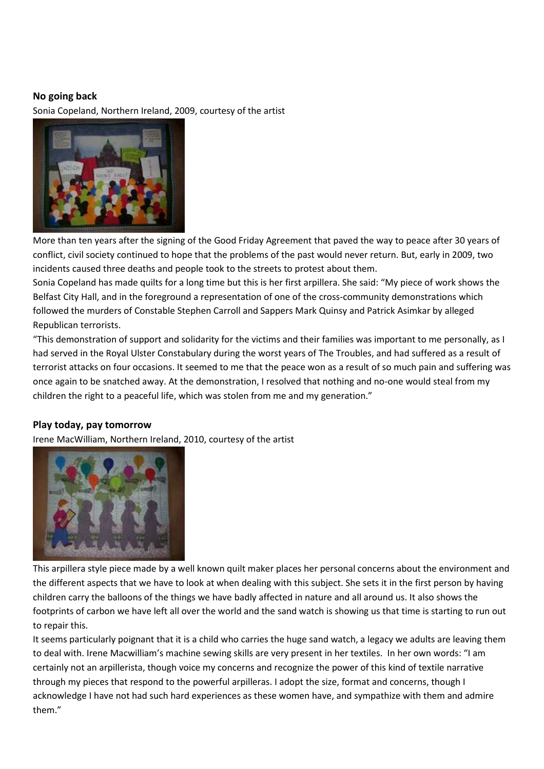**No going back**

Sonia Copeland, Northern Ireland, 2009, courtesy of the artist

More than ten years after the signing of the Good Friday Agreement that paved the way to peace after 30 years of conflict, civil society continued to hope that the problems of the past would never return. But, early in 2009, two incidents caused three deaths and people took to the streets to protest about them.

Sonia Copeland has made quilts for a long time but this is her first arpillera. She said: "My piece of work shows the Belfast City Hall, and in the foreground a representation of one of the cross-community demonstrations which followed the murders of Constable Stephen Carroll and Sappers Mark Quinsy and Patrick Asimkar by alleged Republican terrorists.

"This demonstration of support and solidarity for the victims and their families was important to me personally, as I had served in the Royal Ulster Constabulary during the worst years of The Troubles, and had suffered as a result of terrorist attacks on four occasions. It seemed to me that the peace won as a result of so much pain and suffering was once again to be snatched away. At the demonstration, I resolved that nothing and no-one would steal from my children the right to a peaceful life, which was stolen from me and my generation."

**Play today, pay tomorrow**

Irene MacWilliam, Northern Ireland, 2010, courtesy of the artist

This arpillera style piece made by a well known quilt maker places her personal concerns about the environment and the different aspects that we have to look at when dealing with this subject. She sets it in the first person by having children carry the balloons of the things we have badly affected in nature and all around us. It also shows the footprints of carbon we have left all over the world and the sand watch is showing us that time is starting to run out to repair this.

It seems particularly poignant that it is a child who carries the huge sand watch, a legacy we adults are leaving them to deal with. Irene Macwilliam's machine sewing skills are very present in her textiles. In her own words: "I am certainly not an arpillerista, though voice my concerns and recognize the power of this kind of textile narrative through my pieces that respond to the powerful arpilleras. I adopt the size, format and concerns, though I acknowledge I have not had such hard experiences as these women have, and sympathize with them and admire them."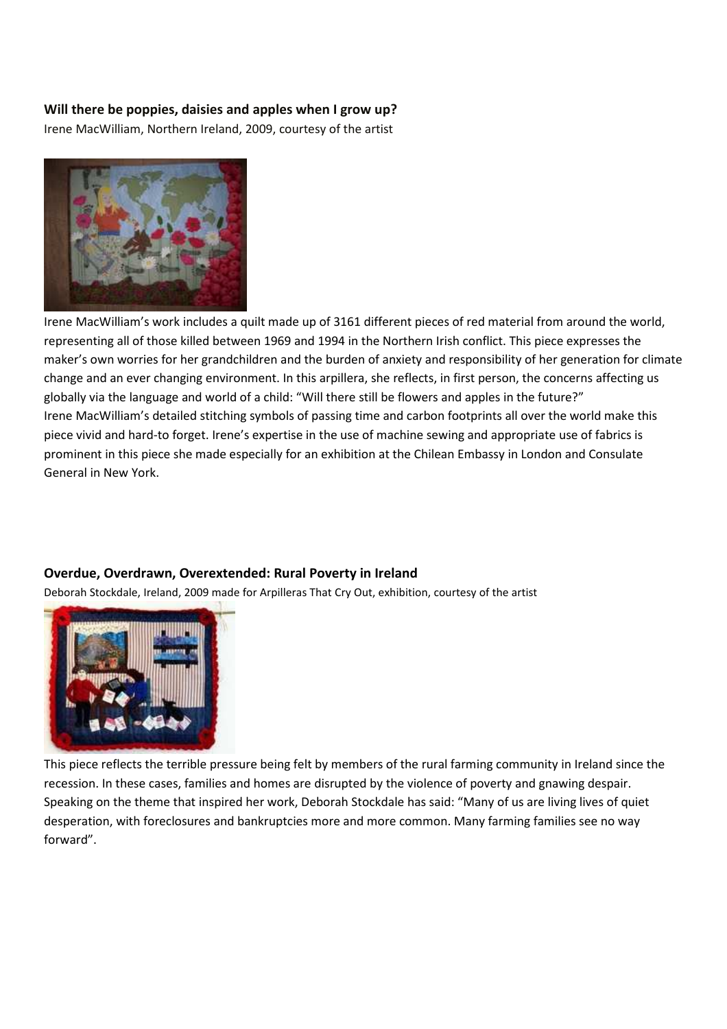**Will there be poppies, daisies and apples when I grow up?**

Irene MacWilliam, Northern Ireland, 2009, courtesy of the artist

Irene MacWilliam's work includes a quilt made up of 3161 different pieces of red material from around the world, representing all of those killed between 1969 and 1994 in the Northern Irish conflict. This piece expresses the maker's own worries for her grandchildren and the burden of anxiety and responsibility of her generation for climate change and an ever changing environment. In this arpillera, she reflects, in first person, the concerns affecting us globally via the language and world of a child: "Will there still be flowers and apples in the future?"

Irene MacWilliam's detailed stitching symbols of passing time and carbon footprints all over the world make this piece vivid and hard-to forget. Irene's expertise in the use of machine sewing and appropriate use of fabrics is prominent in this piece she made especially for an exhibition at the Chilean Embassy in London and Consulate General in New York.

**Overdue, Overdrawn, Overextended: Rural Poverty in Ireland**

Deborah Stockdale, Ireland, 2009 made for Arpilleras That Cry Out, exhibition, courtesy of the artist

This piece reflects the terrible pressure being felt by members of the rural farming community in Ireland since the recession. In these cases, families and homes are disrupted by the violence of poverty and gnawing despair. Speaking on the theme that inspired her work, Deborah Stockdale has said: "Many of us are living lives of quiet desperation, with foreclosures and bankruptcies more and more common. Many farming families see no way forward".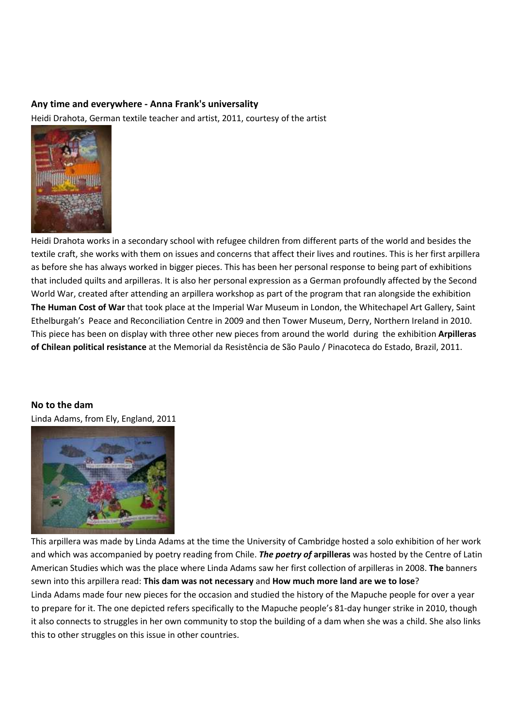**Any time and everywhere - Anna Frank's universality**

Heidi Drahota, German textile teacher and artist, 2011, courtesy of the artist

Heidi Drahota works in a secondary school with refugee children from different parts of the world and besides the textile craft, she works with them on issues and concerns that affect their lives and routines. This is her first arpillera as before she has always worked in bigger pieces. This has been her personal response to being part of exhibitions that included quilts and arpilleras. It is also her personal expression as a German profoundly affected by the Second World War, created after attending an arpillera workshop as part of the program that ran alongside the exhibition **The Human Cost of War** that took place at the Imperial War Museum in London, the Whitechapel Art Gallery, Saint Ethelburgah's Peace and Reconciliation Centre in 2009 and then Tower Museum, Derry, Northern Ireland in 2010. This piece has been on display with three other new pieces from around the world during the exhibition **Arpilleras of Chilean political resistance** at the Memorial da Resistência de São Paulo / Pinacoteca do Estado, Brazil, 2011.

**No to the dam**

Linda Adams, from Ely, England, 2011

This arpillera was made by Linda Adams at the time the University of Cambridge hosted a solo exhibition of her work and which was accompanied by poetry reading from Chile. ***The poetry of* arpilleras** was hosted by the Centre of Latin American Studies which was the place where Linda Adams saw her first collection of arpilleras in 2008. **The** banners sewn into this arpillera read: **This dam was not necessary** and **How much more land are we to lose**?

Linda Adams made four new pieces for the occasion and studied the history of the Mapuche people for over a year to prepare for it. The one depicted refers specifically to the Mapuche people's 81-day hunger strike in 2010, though it also connects to struggles in her own community to stop the building of a dam when she was a child. She also links this to other struggles on this issue in other countries.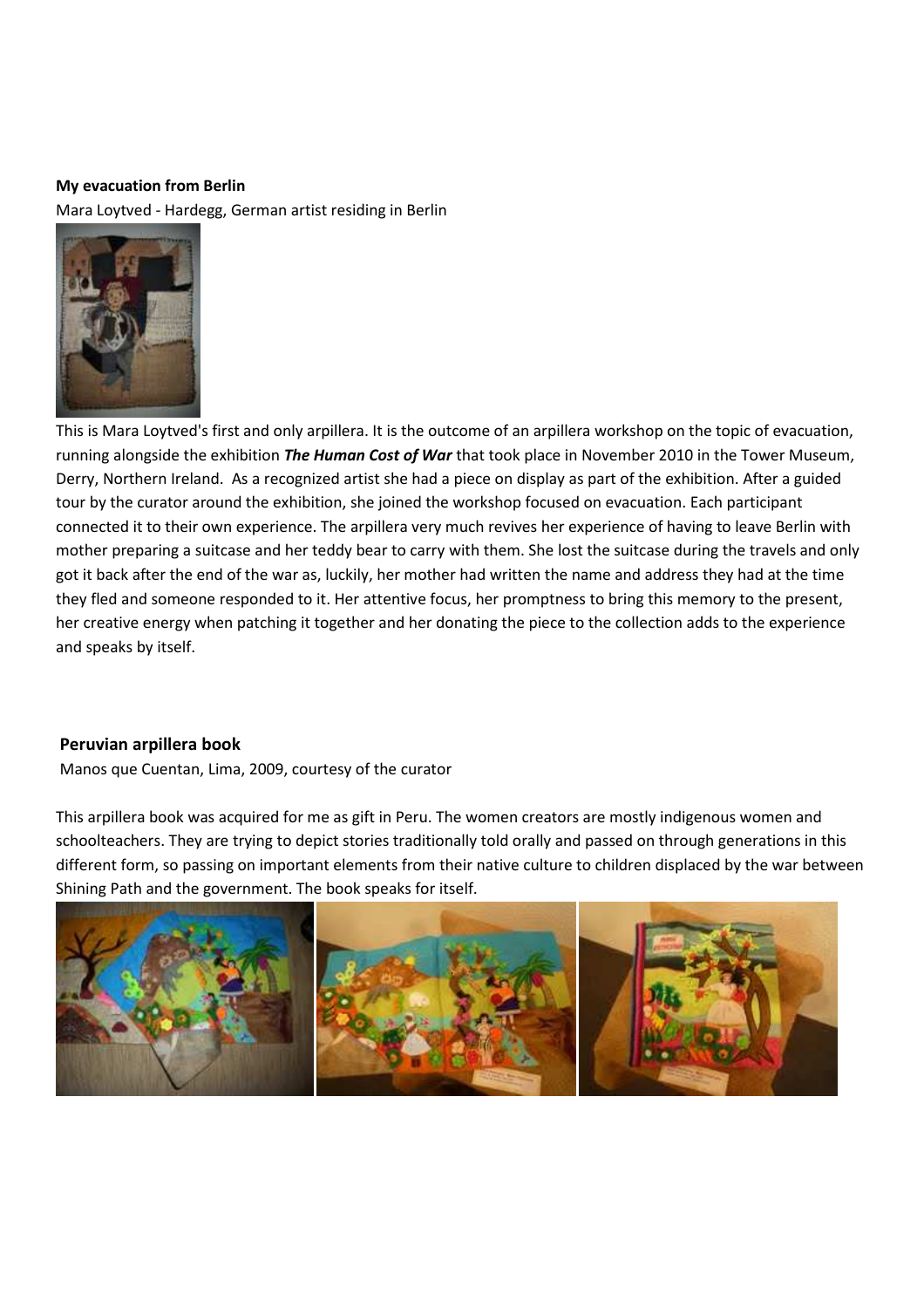**My evacuation from Berlin**

Mara Loytved - Hardegg, German artist residing in Berlin

This is Mara Loytved's first and only arpillera. It is the outcome of an arpillera workshop on the topic of evacuation, running alongside the exhibition ***The Human Cost of War*** that took place in November 2010 in the Tower Museum, Derry, Northern Ireland. As a recognized artist she had a piece on display as part of the exhibition. After a guided tour by the curator around the exhibition, she joined the workshop focused on evacuation. Each participant connected it to their own experience. The arpillera very much revives her experience of having to leave Berlin with mother preparing a suitcase and her teddy bear to carry with them. She lost the suitcase during the travels and only got it back after the end of the war as, luckily, her mother had written the name and address they had at the time they fled and someone responded to it. Her attentive focus, her promptness to bring this memory to the present, her creative energy when patching it together and her donating the piece to the collection adds to the experience and speaks by itself.

**Peruvian arpillera book**

Manos que Cuentan, Lima, 2009, courtesy of the curator

This arpillera book was acquired for me as gift in Peru. The women creators are mostly indigenous women and schoolteachers. They are trying to depict stories traditionally told orally and passed on through generations in this different form, so passing on important elements from their native culture to children displaced by the war between Shining Path and the government. The book speaks for itself.